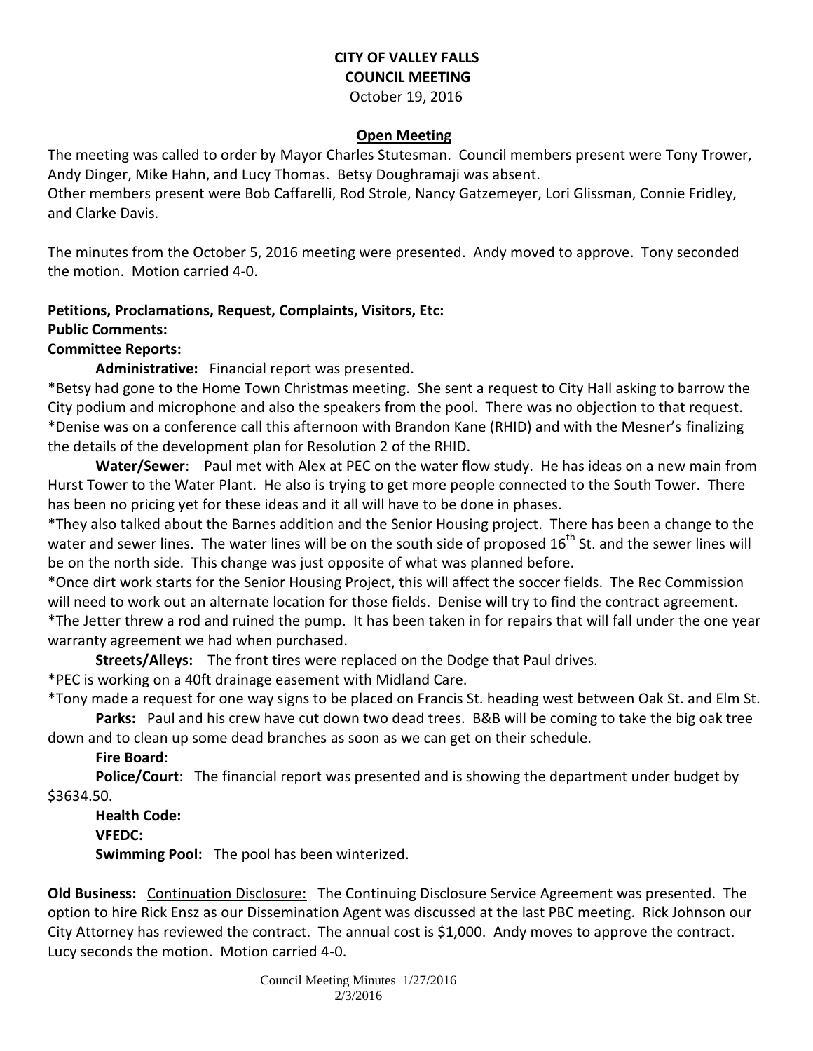# CITY OF VALLEY FALLS
## COUNCIL MEETING
October 19, 2016

### Open Meeting

The meeting was called to order by Mayor Charles Stutesman. Council members present were Tony Trower, Andy Dinger, Mike Hahn, and Lucy Thomas. Betsy Doughramaji was absent.
Other members present were Bob Caffarelli, Rod Strole, Nancy Gatzemeyer, Lori Glissman, Connie Fridley, and Clarke Davis.

The minutes from the October 5, 2016 meeting were presented. Andy moved to approve. Tony seconded the motion. Motion carried 4-0.

**Petitions, Proclamations, Request, Complaints, Visitors, Etc:**
**Public Comments:**
**Committee Reports:**

**Administrative:** Financial report was presented.
*Betsy had gone to the Home Town Christmas meeting. She sent a request to City Hall asking to barrow the City podium and microphone and also the speakers from the pool. There was no objection to that request.
*Denise was on a conference call this afternoon with Brandon Kane (RHID) and with the Mesner's finalizing the details of the development plan for Resolution 2 of the RHID.

**Water/Sewer**: Paul met with Alex at PEC on the water flow study. He has ideas on a new main from Hurst Tower to the Water Plant. He also is trying to get more people connected to the South Tower. There has been no pricing yet for these ideas and it all will have to be done in phases.
*They also talked about the Barnes addition and the Senior Housing project. There has been a change to the water and sewer lines. The water lines will be on the south side of proposed 16th St. and the sewer lines will be on the north side. This change was just opposite of what was planned before.
*Once dirt work starts for the Senior Housing Project, this will affect the soccer fields. The Rec Commission will need to work out an alternate location for those fields. Denise will try to find the contract agreement.
*The Jetter threw a rod and ruined the pump. It has been taken in for repairs that will fall under the one year warranty agreement we had when purchased.

**Streets/Alleys:** The front tires were replaced on the Dodge that Paul drives.
*PEC is working on a 40ft drainage easement with Midland Care.
*Tony made a request for one way signs to be placed on Francis St. heading west between Oak St. and Elm St.

**Parks:** Paul and his crew have cut down two dead trees. B&B will be coming to take the big oak tree down and to clean up some dead branches as soon as we can get on their schedule.

**Fire Board**:

**Police/Court**: The financial report was presented and is showing the department under budget by $3634.50.

**Health Code:**

**VFEDC:**

**Swimming Pool:** The pool has been winterized.

**Old Business:** Continuation Disclosure: The Continuing Disclosure Service Agreement was presented. The option to hire Rick Ensz as our Dissemination Agent was discussed at the last PBC meeting. Rick Johnson our City Attorney has reviewed the contract. The annual cost is $1,000. Andy moves to approve the contract. Lucy seconds the motion. Motion carried 4-0.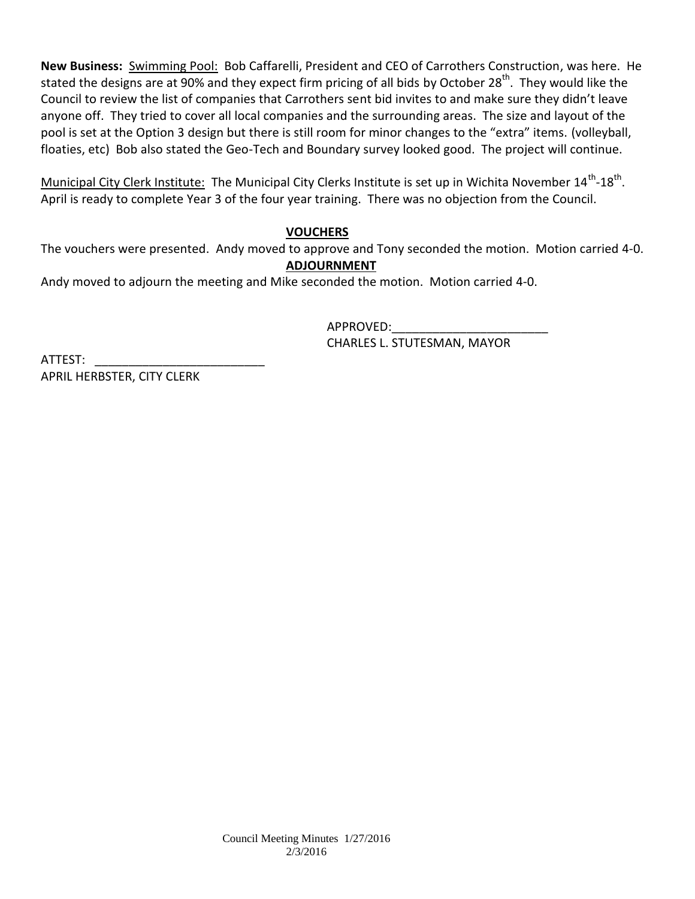**New Business:** Swimming Pool: Bob Caffarelli, President and CEO of Carrothers Construction, was here. He stated the designs are at 90% and they expect firm pricing of all bids by October 28th. They would like the Council to review the list of companies that Carrothers sent bid invites to and make sure they didn't leave anyone off. They tried to cover all local companies and the surrounding areas. The size and layout of the pool is set at the Option 3 design but there is still room for minor changes to the "extra" items. (volleyball, floaties, etc) Bob also stated the Geo-Tech and Boundary survey looked good. The project will continue.

Municipal City Clerk Institute: The Municipal City Clerks Institute is set up in Wichita November 14th-18th. April is ready to complete Year 3 of the four year training. There was no objection from the Council.

**VOUCHERS**

The vouchers were presented. Andy moved to approve and Tony seconded the motion. Motion carried 4-0.

**ADJOURNMENT**

Andy moved to adjourn the meeting and Mike seconded the motion. Motion carried 4-0.

APPROVED:_______________________
CHARLES L. STUTESMAN, MAYOR

ATTEST: _________________________
APRIL HERBSTER, CITY CLERK

Council Meeting Minutes 1/27/2016
2/3/2016